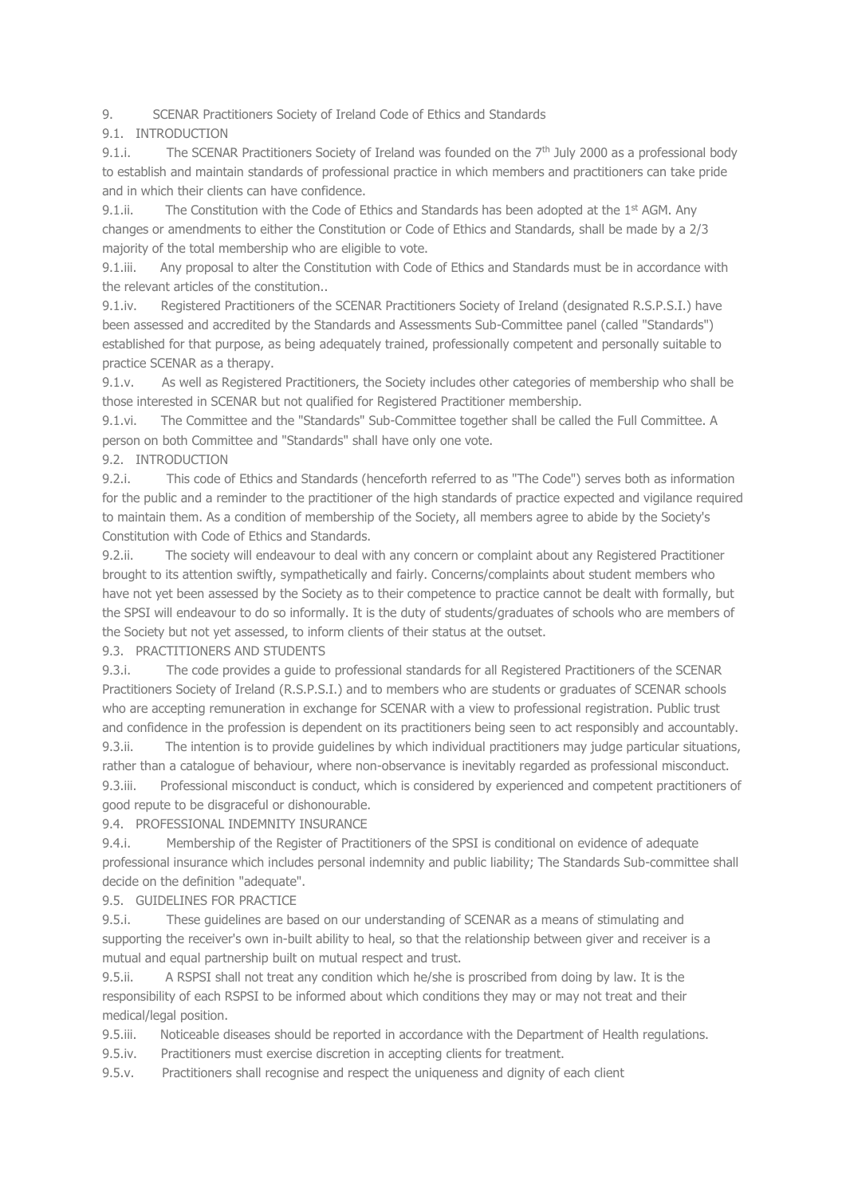# 9. SCENAR Practitioners Society of Ireland Code of Ethics and Standards

## 9.1. INTRODUCTION

9.1.i. The SCENAR Practitioners Society of Ireland was founded on the 7th July 2000 as a professional body to establish and maintain standards of professional practice in which members and practitioners can take pride and in which their clients can have confidence.

9.1.ii. The Constitution with the Code of Ethics and Standards has been adopted at the 1st AGM. Any changes or amendments to either the Constitution or Code of Ethics and Standards, shall be made by a 2/3 majority of the total membership who are eligible to vote.

9.1.iii. Any proposal to alter the Constitution with Code of Ethics and Standards must be in accordance with the relevant articles of the constitution..

9.1.iv. Registered Practitioners of the SCENAR Practitioners Society of Ireland (designated R.S.P.S.I.) have been assessed and accredited by the Standards and Assessments Sub-Committee panel (called "Standards") established for that purpose, as being adequately trained, professionally competent and personally suitable to practice SCENAR as a therapy.

9.1.v. As well as Registered Practitioners, the Society includes other categories of membership who shall be those interested in SCENAR but not qualified for Registered Practitioner membership.

9.1.vi. The Committee and the "Standards" Sub-Committee together shall be called the Full Committee. A person on both Committee and "Standards" shall have only one vote.

## 9.2. INTRODUCTION

9.2.i. This code of Ethics and Standards (henceforth referred to as "The Code") serves both as information for the public and a reminder to the practitioner of the high standards of practice expected and vigilance required to maintain them. As a condition of membership of the Society, all members agree to abide by the Society's Constitution with Code of Ethics and Standards.

9.2.ii. The society will endeavour to deal with any concern or complaint about any Registered Practitioner brought to its attention swiftly, sympathetically and fairly. Concerns/complaints about student members who have not yet been assessed by the Society as to their competence to practice cannot be dealt with formally, but the SPSI will endeavour to do so informally. It is the duty of students/graduates of schools who are members of the Society but not yet assessed, to inform clients of their status at the outset.

## 9.3. PRACTITIONERS AND STUDENTS

9.3.i. The code provides a guide to professional standards for all Registered Practitioners of the SCENAR Practitioners Society of Ireland (R.S.P.S.I.) and to members who are students or graduates of SCENAR schools who are accepting remuneration in exchange for SCENAR with a view to professional registration. Public trust and confidence in the profession is dependent on its practitioners being seen to act responsibly and accountably.

9.3.ii. The intention is to provide guidelines by which individual practitioners may judge particular situations, rather than a catalogue of behaviour, where non-observance is inevitably regarded as professional misconduct.

9.3.iii. Professional misconduct is conduct, which is considered by experienced and competent practitioners of good repute to be disgraceful or dishonourable.

## 9.4. PROFESSIONAL INDEMNITY INSURANCE

9.4.i. Membership of the Register of Practitioners of the SPSI is conditional on evidence of adequate professional insurance which includes personal indemnity and public liability; The Standards Sub-committee shall decide on the definition "adequate".

## 9.5. GUIDELINES FOR PRACTICE

9.5.i. These guidelines are based on our understanding of SCENAR as a means of stimulating and supporting the receiver's own in-built ability to heal, so that the relationship between giver and receiver is a mutual and equal partnership built on mutual respect and trust.

9.5.ii. A RSPSI shall not treat any condition which he/she is proscribed from doing by law. It is the responsibility of each RSPSI to be informed about which conditions they may or may not treat and their medical/legal position.

9.5.iii. Noticeable diseases should be reported in accordance with the Department of Health regulations.

9.5.iv. Practitioners must exercise discretion in accepting clients for treatment.

9.5.v. Practitioners shall recognise and respect the uniqueness and dignity of each client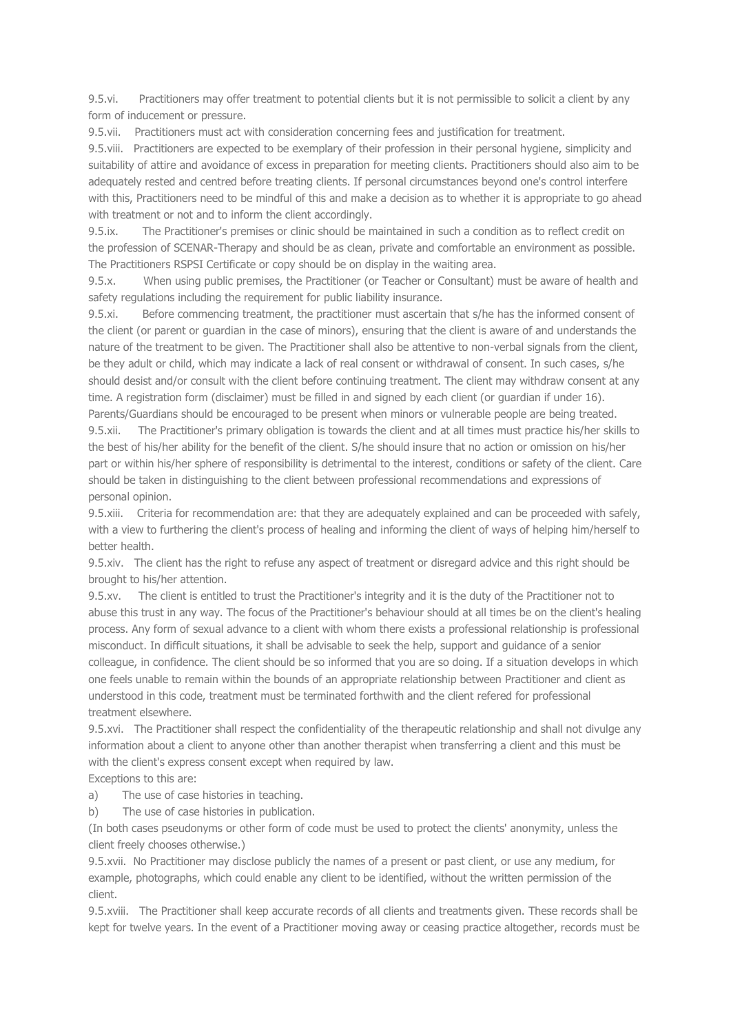9.5.vi. Practitioners may offer treatment to potential clients but it is not permissible to solicit a client by any form of inducement or pressure.

9.5.vii. Practitioners must act with consideration concerning fees and justification for treatment.

9.5.viii. Practitioners are expected to be exemplary of their profession in their personal hygiene, simplicity and suitability of attire and avoidance of excess in preparation for meeting clients. Practitioners should also aim to be adequately rested and centred before treating clients. If personal circumstances beyond one's control interfere with this, Practitioners need to be mindful of this and make a decision as to whether it is appropriate to go ahead with treatment or not and to inform the client accordingly.

9.5.ix. The Practitioner's premises or clinic should be maintained in such a condition as to reflect credit on the profession of SCENAR-Therapy and should be as clean, private and comfortable an environment as possible. The Practitioners RSPSI Certificate or copy should be on display in the waiting area.

9.5.x. When using public premises, the Practitioner (or Teacher or Consultant) must be aware of health and safety regulations including the requirement for public liability insurance.

9.5.xi. Before commencing treatment, the practitioner must ascertain that s/he has the informed consent of the client (or parent or guardian in the case of minors), ensuring that the client is aware of and understands the nature of the treatment to be given. The Practitioner shall also be attentive to non-verbal signals from the client, be they adult or child, which may indicate a lack of real consent or withdrawal of consent. In such cases, s/he should desist and/or consult with the client before continuing treatment. The client may withdraw consent at any time. A registration form (disclaimer) must be filled in and signed by each client (or guardian if under 16). Parents/Guardians should be encouraged to be present when minors or vulnerable people are being treated.

9.5.xii. The Practitioner's primary obligation is towards the client and at all times must practice his/her skills to the best of his/her ability for the benefit of the client. S/he should insure that no action or omission on his/her part or within his/her sphere of responsibility is detrimental to the interest, conditions or safety of the client. Care should be taken in distinguishing to the client between professional recommendations and expressions of personal opinion.

9.5.xiii. Criteria for recommendation are: that they are adequately explained and can be proceeded with safely, with a view to furthering the client's process of healing and informing the client of ways of helping him/herself to better health.

9.5.xiv. The client has the right to refuse any aspect of treatment or disregard advice and this right should be brought to his/her attention.

9.5.xv. The client is entitled to trust the Practitioner's integrity and it is the duty of the Practitioner not to abuse this trust in any way. The focus of the Practitioner's behaviour should at all times be on the client's healing process. Any form of sexual advance to a client with whom there exists a professional relationship is professional misconduct. In difficult situations, it shall be advisable to seek the help, support and guidance of a senior colleague, in confidence. The client should be so informed that you are so doing. If a situation develops in which one feels unable to remain within the bounds of an appropriate relationship between Practitioner and client as understood in this code, treatment must be terminated forthwith and the client refered for professional treatment elsewhere.

9.5.xvi. The Practitioner shall respect the confidentiality of the therapeutic relationship and shall not divulge any information about a client to anyone other than another therapist when transferring a client and this must be with the client's express consent except when required by law.

Exceptions to this are:

a) The use of case histories in teaching.

b) The use of case histories in publication.

(In both cases pseudonyms or other form of code must be used to protect the clients' anonymity, unless the client freely chooses otherwise.)

9.5.xvii. No Practitioner may disclose publicly the names of a present or past client, or use any medium, for example, photographs, which could enable any client to be identified, without the written permission of the client.

9.5.xviii. The Practitioner shall keep accurate records of all clients and treatments given. These records shall be kept for twelve years. In the event of a Practitioner moving away or ceasing practice altogether, records must be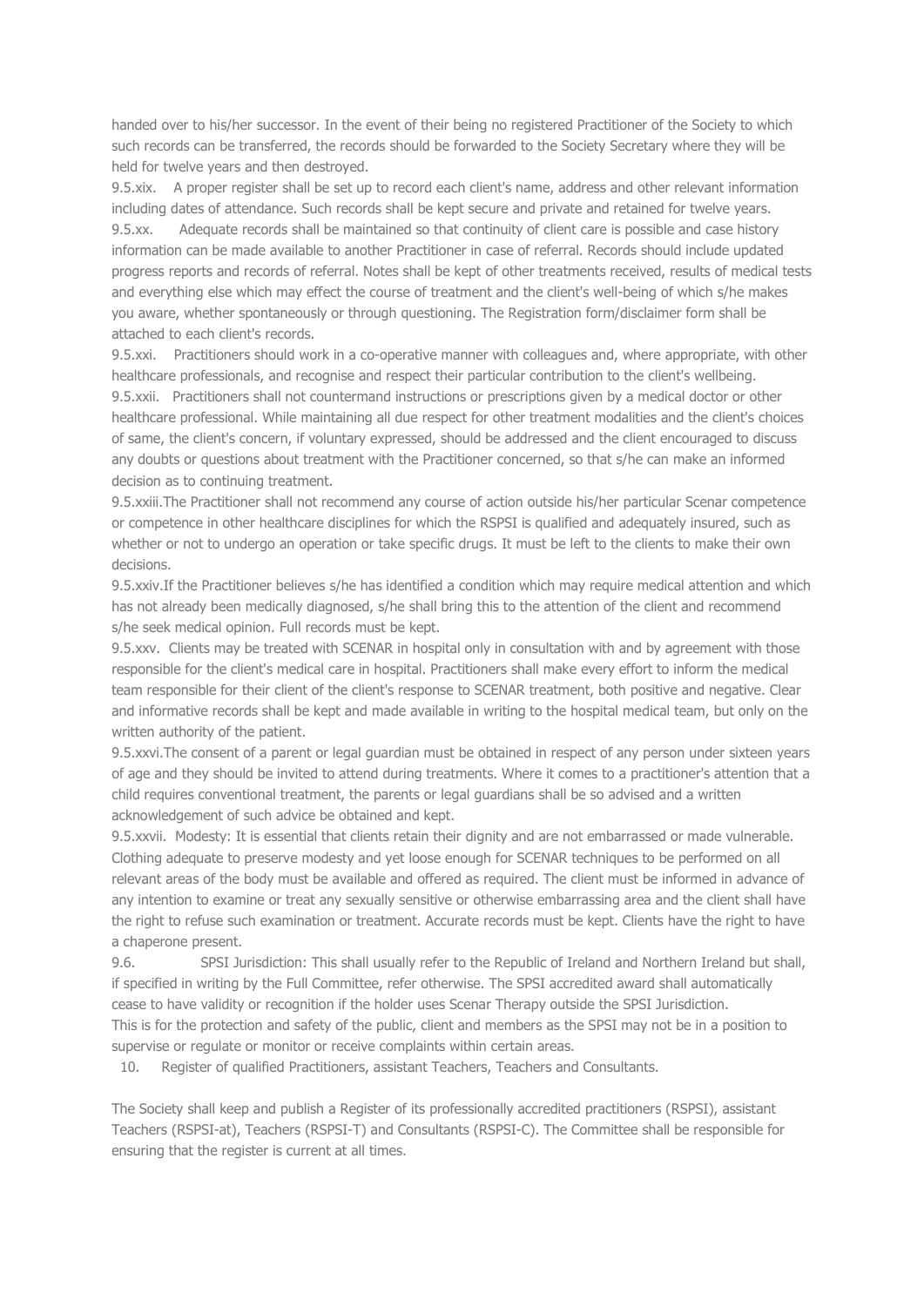handed over to his/her successor. In the event of their being no registered Practitioner of the Society to which such records can be transferred, the records should be forwarded to the Society Secretary where they will be held for twelve years and then destroyed.

9.5.xix. A proper register shall be set up to record each client's name, address and other relevant information including dates of attendance. Such records shall be kept secure and private and retained for twelve years.

9.5.xx. Adequate records shall be maintained so that continuity of client care is possible and case history information can be made available to another Practitioner in case of referral. Records should include updated progress reports and records of referral. Notes shall be kept of other treatments received, results of medical tests and everything else which may effect the course of treatment and the client's well-being of which s/he makes you aware, whether spontaneously or through questioning. The Registration form/disclaimer form shall be attached to each client's records.

9.5.xxi. Practitioners should work in a co-operative manner with colleagues and, where appropriate, with other healthcare professionals, and recognise and respect their particular contribution to the client's wellbeing.

9.5.xxii. Practitioners shall not countermand instructions or prescriptions given by a medical doctor or other healthcare professional. While maintaining all due respect for other treatment modalities and the client's choices of same, the client's concern, if voluntary expressed, should be addressed and the client encouraged to discuss any doubts or questions about treatment with the Practitioner concerned, so that s/he can make an informed decision as to continuing treatment.

9.5.xxiii.The Practitioner shall not recommend any course of action outside his/her particular Scenar competence or competence in other healthcare disciplines for which the RSPSI is qualified and adequately insured, such as whether or not to undergo an operation or take specific drugs. It must be left to the clients to make their own decisions.

9.5.xxiv.If the Practitioner believes s/he has identified a condition which may require medical attention and which has not already been medically diagnosed, s/he shall bring this to the attention of the client and recommend s/he seek medical opinion. Full records must be kept.

9.5.xxv. Clients may be treated with SCENAR in hospital only in consultation with and by agreement with those responsible for the client's medical care in hospital. Practitioners shall make every effort to inform the medical team responsible for their client of the client's response to SCENAR treatment, both positive and negative. Clear and informative records shall be kept and made available in writing to the hospital medical team, but only on the written authority of the patient.

9.5.xxvi.The consent of a parent or legal guardian must be obtained in respect of any person under sixteen years of age and they should be invited to attend during treatments. Where it comes to a practitioner's attention that a child requires conventional treatment, the parents or legal guardians shall be so advised and a written acknowledgement of such advice be obtained and kept.

9.5.xxvii. Modesty: It is essential that clients retain their dignity and are not embarrassed or made vulnerable. Clothing adequate to preserve modesty and yet loose enough for SCENAR techniques to be performed on all relevant areas of the body must be available and offered as required. The client must be informed in advance of any intention to examine or treat any sexually sensitive or otherwise embarrassing area and the client shall have the right to refuse such examination or treatment. Accurate records must be kept. Clients have the right to have a chaperone present.

9.6. SPSI Jurisdiction: This shall usually refer to the Republic of Ireland and Northern Ireland but shall, if specified in writing by the Full Committee, refer otherwise. The SPSI accredited award shall automatically cease to have validity or recognition if the holder uses Scenar Therapy outside the SPSI Jurisdiction. This is for the protection and safety of the public, client and members as the SPSI may not be in a position to supervise or regulate or monitor or receive complaints within certain areas.

10. Register of qualified Practitioners, assistant Teachers, Teachers and Consultants.

The Society shall keep and publish a Register of its professionally accredited practitioners (RSPSI), assistant Teachers (RSPSI-at), Teachers (RSPSI-T) and Consultants (RSPSI-C). The Committee shall be responsible for ensuring that the register is current at all times.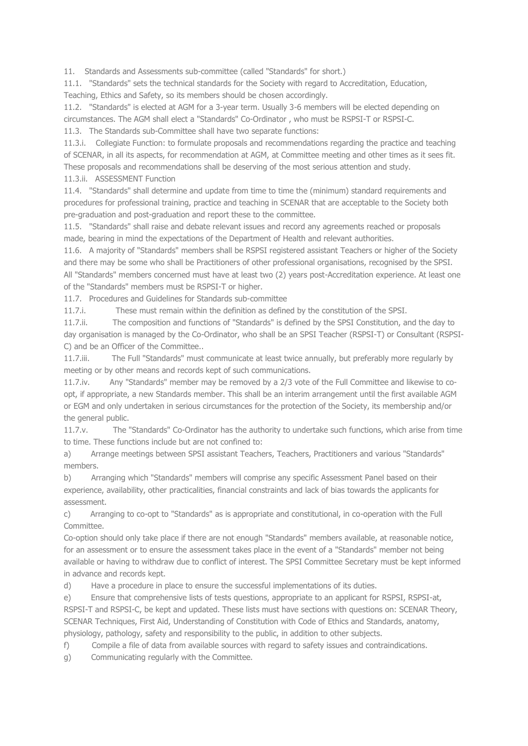11. Standards and Assessments sub-committee (called "Standards" for short.)

11.1. "Standards" sets the technical standards for the Society with regard to Accreditation, Education, Teaching, Ethics and Safety, so its members should be chosen accordingly.

11.2. "Standards" is elected at AGM for a 3-year term. Usually 3-6 members will be elected depending on circumstances. The AGM shall elect a "Standards" Co-Ordinator , who must be RSPSI-T or RSPSI-C.

11.3. The Standards sub-Committee shall have two separate functions:

11.3.i. Collegiate Function: to formulate proposals and recommendations regarding the practice and teaching of SCENAR, in all its aspects, for recommendation at AGM, at Committee meeting and other times as it sees fit. These proposals and recommendations shall be deserving of the most serious attention and study.

11.3.ii. ASSESSMENT Function

11.4. "Standards" shall determine and update from time to time the (minimum) standard requirements and procedures for professional training, practice and teaching in SCENAR that are acceptable to the Society both pre-graduation and post-graduation and report these to the committee.

11.5. "Standards" shall raise and debate relevant issues and record any agreements reached or proposals made, bearing in mind the expectations of the Department of Health and relevant authorities.

11.6. A majority of "Standards" members shall be RSPSI registered assistant Teachers or higher of the Society and there may be some who shall be Practitioners of other professional organisations, recognised by the SPSI. All "Standards" members concerned must have at least two (2) years post-Accreditation experience. At least one of the "Standards" members must be RSPSI-T or higher.

11.7. Procedures and Guidelines for Standards sub-committee

11.7.i. These must remain within the definition as defined by the constitution of the SPSI.

11.7.ii. The composition and functions of "Standards" is defined by the SPSI Constitution, and the day to day organisation is managed by the Co-Ordinator, who shall be an SPSI Teacher (RSPSI-T) or Consultant (RSPSI-C) and be an Officer of the Committee..

11.7.iii. The Full "Standards" must communicate at least twice annually, but preferably more regularly by meeting or by other means and records kept of such communications.

11.7.iv. Any "Standards" member may be removed by a 2/3 vote of the Full Committee and likewise to co-opt, if appropriate, a new Standards member. This shall be an interim arrangement until the first available AGM or EGM and only undertaken in serious circumstances for the protection of the Society, its membership and/or the general public.

11.7.v. The "Standards" Co-Ordinator has the authority to undertake such functions, which arise from time to time. These functions include but are not confined to:

a) Arrange meetings between SPSI assistant Teachers, Teachers, Practitioners and various "Standards" members.

b) Arranging which "Standards" members will comprise any specific Assessment Panel based on their experience, availability, other practicalities, financial constraints and lack of bias towards the applicants for assessment.

c) Arranging to co-opt to "Standards" as is appropriate and constitutional, in co-operation with the Full Committee.

Co-option should only take place if there are not enough "Standards" members available, at reasonable notice, for an assessment or to ensure the assessment takes place in the event of a "Standards" member not being available or having to withdraw due to conflict of interest. The SPSI Committee Secretary must be kept informed in advance and records kept.

d) Have a procedure in place to ensure the successful implementations of its duties.

e) Ensure that comprehensive lists of tests questions, appropriate to an applicant for RSPSI, RSPSI-at, RSPSI-T and RSPSI-C, be kept and updated. These lists must have sections with questions on: SCENAR Theory, SCENAR Techniques, First Aid, Understanding of Constitution with Code of Ethics and Standards, anatomy, physiology, pathology, safety and responsibility to the public, in addition to other subjects.

f) Compile a file of data from available sources with regard to safety issues and contraindications.

g) Communicating regularly with the Committee.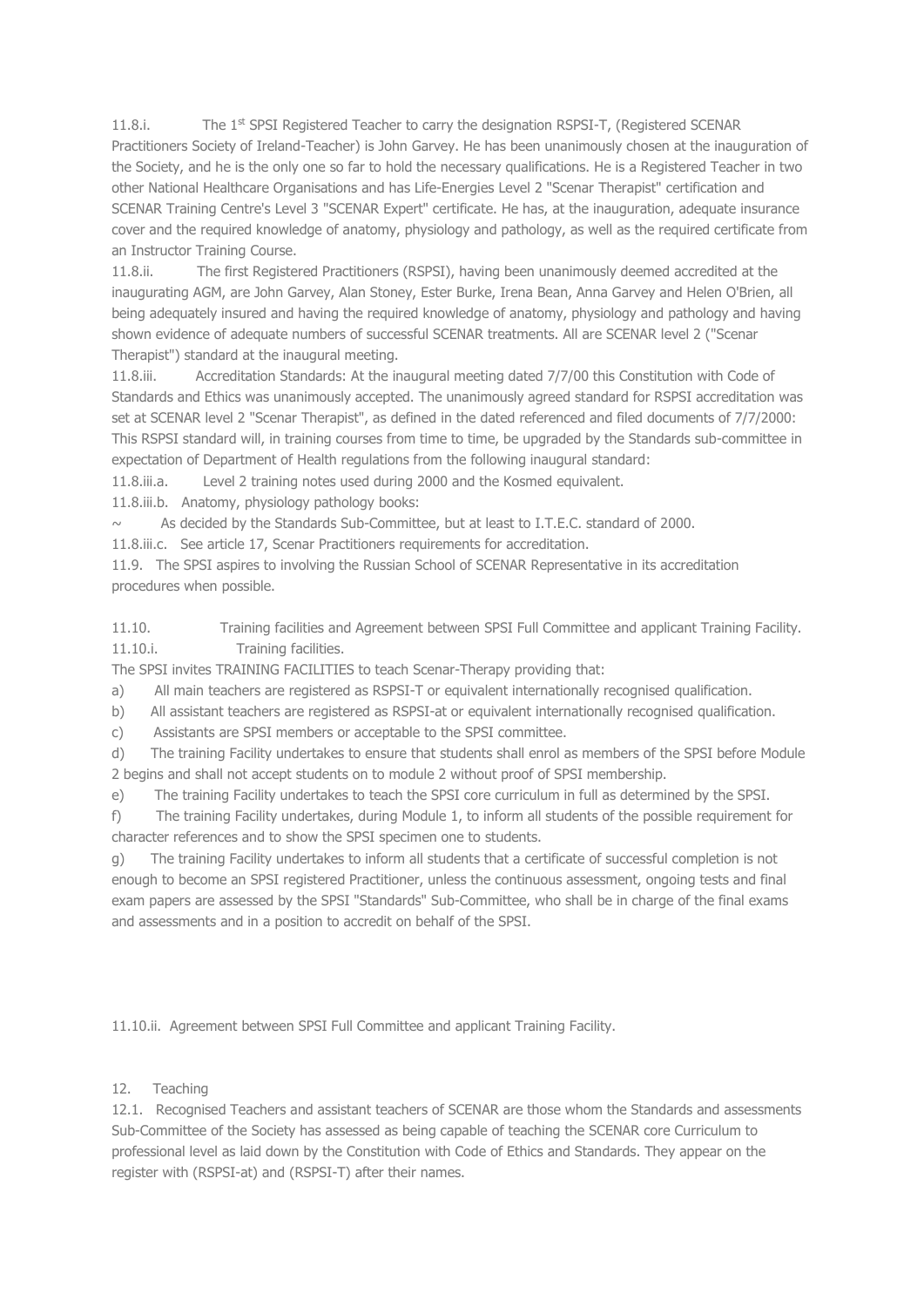11.8.i. The 1st SPSI Registered Teacher to carry the designation RSPSI-T, (Registered SCENAR Practitioners Society of Ireland-Teacher) is John Garvey. He has been unanimously chosen at the inauguration of the Society, and he is the only one so far to hold the necessary qualifications. He is a Registered Teacher in two other National Healthcare Organisations and has Life-Energies Level 2 "Scenar Therapist" certification and SCENAR Training Centre's Level 3 "SCENAR Expert" certificate. He has, at the inauguration, adequate insurance cover and the required knowledge of anatomy, physiology and pathology, as well as the required certificate from an Instructor Training Course.

11.8.ii. The first Registered Practitioners (RSPSI), having been unanimously deemed accredited at the inaugurating AGM, are John Garvey, Alan Stoney, Ester Burke, Irena Bean, Anna Garvey and Helen O'Brien, all being adequately insured and having the required knowledge of anatomy, physiology and pathology and having shown evidence of adequate numbers of successful SCENAR treatments. All are SCENAR level 2 ("Scenar Therapist") standard at the inaugural meeting.

11.8.iii. Accreditation Standards: At the inaugural meeting dated 7/7/00 this Constitution with Code of Standards and Ethics was unanimously accepted. The unanimously agreed standard for RSPSI accreditation was set at SCENAR level 2 "Scenar Therapist", as defined in the dated referenced and filed documents of 7/7/2000: This RSPSI standard will, in training courses from time to time, be upgraded by the Standards sub-committee in expectation of Department of Health regulations from the following inaugural standard:

11.8.iii.a. Level 2 training notes used during 2000 and the Kosmed equivalent.

11.8.iii.b. Anatomy, physiology pathology books:

~ As decided by the Standards Sub-Committee, but at least to I.T.E.C. standard of 2000.

11.8.iii.c. See article 17, Scenar Practitioners requirements for accreditation.

11.9. The SPSI aspires to involving the Russian School of SCENAR Representative in its accreditation procedures when possible.

11.10. Training facilities and Agreement between SPSI Full Committee and applicant Training Facility.

11.10.i. Training facilities.

The SPSI invites TRAINING FACILITIES to teach Scenar-Therapy providing that:

a) All main teachers are registered as RSPSI-T or equivalent internationally recognised qualification.
b) All assistant teachers are registered as RSPSI-at or equivalent internationally recognised qualification.
c) Assistants are SPSI members or acceptable to the SPSI committee.
d) The training Facility undertakes to ensure that students shall enrol as members of the SPSI before Module 2 begins and shall not accept students on to module 2 without proof of SPSI membership.
e) The training Facility undertakes to teach the SPSI core curriculum in full as determined by the SPSI.
f) The training Facility undertakes, during Module 1, to inform all students of the possible requirement for character references and to show the SPSI specimen one to students.
g) The training Facility undertakes to inform all students that a certificate of successful completion is not enough to become an SPSI registered Practitioner, unless the continuous assessment, ongoing tests and final exam papers are assessed by the SPSI "Standards" Sub-Committee, who shall be in charge of the final exams and assessments and in a position to accredit on behalf of the SPSI.

11.10.ii. Agreement between SPSI Full Committee and applicant Training Facility.

## 12. Teaching

12.1. Recognised Teachers and assistant teachers of SCENAR are those whom the Standards and assessments Sub-Committee of the Society has assessed as being capable of teaching the SCENAR core Curriculum to professional level as laid down by the Constitution with Code of Ethics and Standards. They appear on the register with (RSPSI-at) and (RSPSI-T) after their names.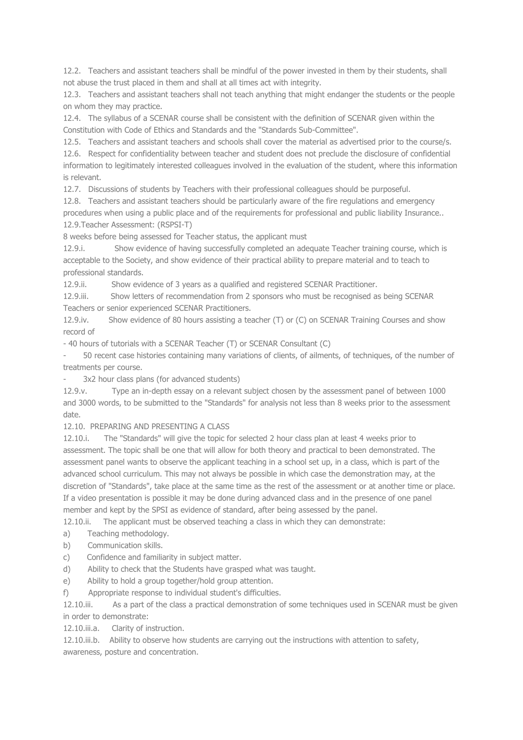12.2. Teachers and assistant teachers shall be mindful of the power invested in them by their students, shall not abuse the trust placed in them and shall at all times act with integrity.

12.3. Teachers and assistant teachers shall not teach anything that might endanger the students or the people on whom they may practice.

12.4. The syllabus of a SCENAR course shall be consistent with the definition of SCENAR given within the Constitution with Code of Ethics and Standards and the "Standards Sub-Committee".

12.5. Teachers and assistant teachers and schools shall cover the material as advertised prior to the course/s.

12.6. Respect for confidentiality between teacher and student does not preclude the disclosure of confidential information to legitimately interested colleagues involved in the evaluation of the student, where this information is relevant.

12.7. Discussions of students by Teachers with their professional colleagues should be purposeful.

12.8. Teachers and assistant teachers should be particularly aware of the fire regulations and emergency procedures when using a public place and of the requirements for professional and public liability Insurance..

12.9.Teacher Assessment: (RSPSI-T)

8 weeks before being assessed for Teacher status, the applicant must

12.9.i. Show evidence of having successfully completed an adequate Teacher training course, which is acceptable to the Society, and show evidence of their practical ability to prepare material and to teach to professional standards.

12.9.ii. Show evidence of 3 years as a qualified and registered SCENAR Practitioner.

12.9.iii. Show letters of recommendation from 2 sponsors who must be recognised as being SCENAR Teachers or senior experienced SCENAR Practitioners.

12.9.iv. Show evidence of 80 hours assisting a teacher (T) or (C) on SCENAR Training Courses and show record of

- 40 hours of tutorials with a SCENAR Teacher (T) or SCENAR Consultant (C)
- 50 recent case histories containing many variations of clients, of ailments, of techniques, of the number of treatments per course.
- 3x2 hour class plans (for advanced students)

12.9.v. Type an in-depth essay on a relevant subject chosen by the assessment panel of between 1000 and 3000 words, to be submitted to the "Standards" for analysis not less than 8 weeks prior to the assessment date.

12.10. PREPARING AND PRESENTING A CLASS

12.10.i. The "Standards" will give the topic for selected 2 hour class plan at least 4 weeks prior to assessment. The topic shall be one that will allow for both theory and practical to been demonstrated. The assessment panel wants to observe the applicant teaching in a school set up, in a class, which is part of the advanced school curriculum. This may not always be possible in which case the demonstration may, at the discretion of "Standards", take place at the same time as the rest of the assessment or at another time or place. If a video presentation is possible it may be done during advanced class and in the presence of one panel member and kept by the SPSI as evidence of standard, after being assessed by the panel.

12.10.ii. The applicant must be observed teaching a class in which they can demonstrate:

a) Teaching methodology.

b) Communication skills.

c) Confidence and familiarity in subject matter.

d) Ability to check that the Students have grasped what was taught.

e) Ability to hold a group together/hold group attention.

f) Appropriate response to individual student's difficulties.

12.10.iii. As a part of the class a practical demonstration of some techniques used in SCENAR must be given in order to demonstrate:

12.10.iii.a. Clarity of instruction.

12.10.iii.b. Ability to observe how students are carrying out the instructions with attention to safety, awareness, posture and concentration.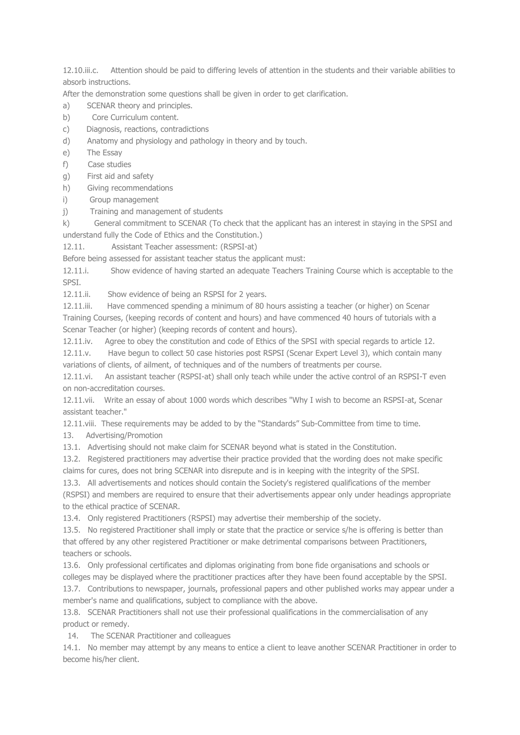12.10.iii.c. Attention should be paid to differing levels of attention in the students and their variable abilities to absorb instructions.

After the demonstration some questions shall be given in order to get clarification.

a) SCENAR theory and principles.
b) Core Curriculum content.
c) Diagnosis, reactions, contradictions
d) Anatomy and physiology and pathology in theory and by touch.
e) The Essay
f) Case studies
g) First aid and safety
h) Giving recommendations
i) Group management
j) Training and management of students
k) General commitment to SCENAR (To check that the applicant has an interest in staying in the SPSI and understand fully the Code of Ethics and the Constitution.)

12.11. Assistant Teacher assessment: (RSPSI-at)

Before being assessed for assistant teacher status the applicant must:

12.11.i. Show evidence of having started an adequate Teachers Training Course which is acceptable to the SPSI.

12.11.ii. Show evidence of being an RSPSI for 2 years.

12.11.iii. Have commenced spending a minimum of 80 hours assisting a teacher (or higher) on Scenar Training Courses, (keeping records of content and hours) and have commenced 40 hours of tutorials with a Scenar Teacher (or higher) (keeping records of content and hours).

12.11.iv. Agree to obey the constitution and code of Ethics of the SPSI with special regards to article 12.

12.11.v. Have begun to collect 50 case histories post RSPSI (Scenar Expert Level 3), which contain many variations of clients, of ailment, of techniques and of the numbers of treatments per course.

12.11.vi. An assistant teacher (RSPSI-at) shall only teach while under the active control of an RSPSI-T even on non-accreditation courses.

12.11.vii. Write an essay of about 1000 words which describes "Why I wish to become an RSPSI-at, Scenar assistant teacher."

12.11.viii. These requirements may be added to by the "Standards" Sub-Committee from time to time.

## 13. Advertising/Promotion

13.1. Advertising should not make claim for SCENAR beyond what is stated in the Constitution.

13.2. Registered practitioners may advertise their practice provided that the wording does not make specific claims for cures, does not bring SCENAR into disrepute and is in keeping with the integrity of the SPSI.

13.3. All advertisements and notices should contain the Society's registered qualifications of the member (RSPSI) and members are required to ensure that their advertisements appear only under headings appropriate to the ethical practice of SCENAR.

13.4. Only registered Practitioners (RSPSI) may advertise their membership of the society.

13.5. No registered Practitioner shall imply or state that the practice or service s/he is offering is better than that offered by any other registered Practitioner or make detrimental comparisons between Practitioners, teachers or schools.

13.6. Only professional certificates and diplomas originating from bone fide organisations and schools or colleges may be displayed where the practitioner practices after they have been found acceptable by the SPSI.

13.7. Contributions to newspaper, journals, professional papers and other published works may appear under a member's name and qualifications, subject to compliance with the above.

13.8. SCENAR Practitioners shall not use their professional qualifications in the commercialisation of any product or remedy.

## 14. The SCENAR Practitioner and colleagues

14.1. No member may attempt by any means to entice a client to leave another SCENAR Practitioner in order to become his/her client.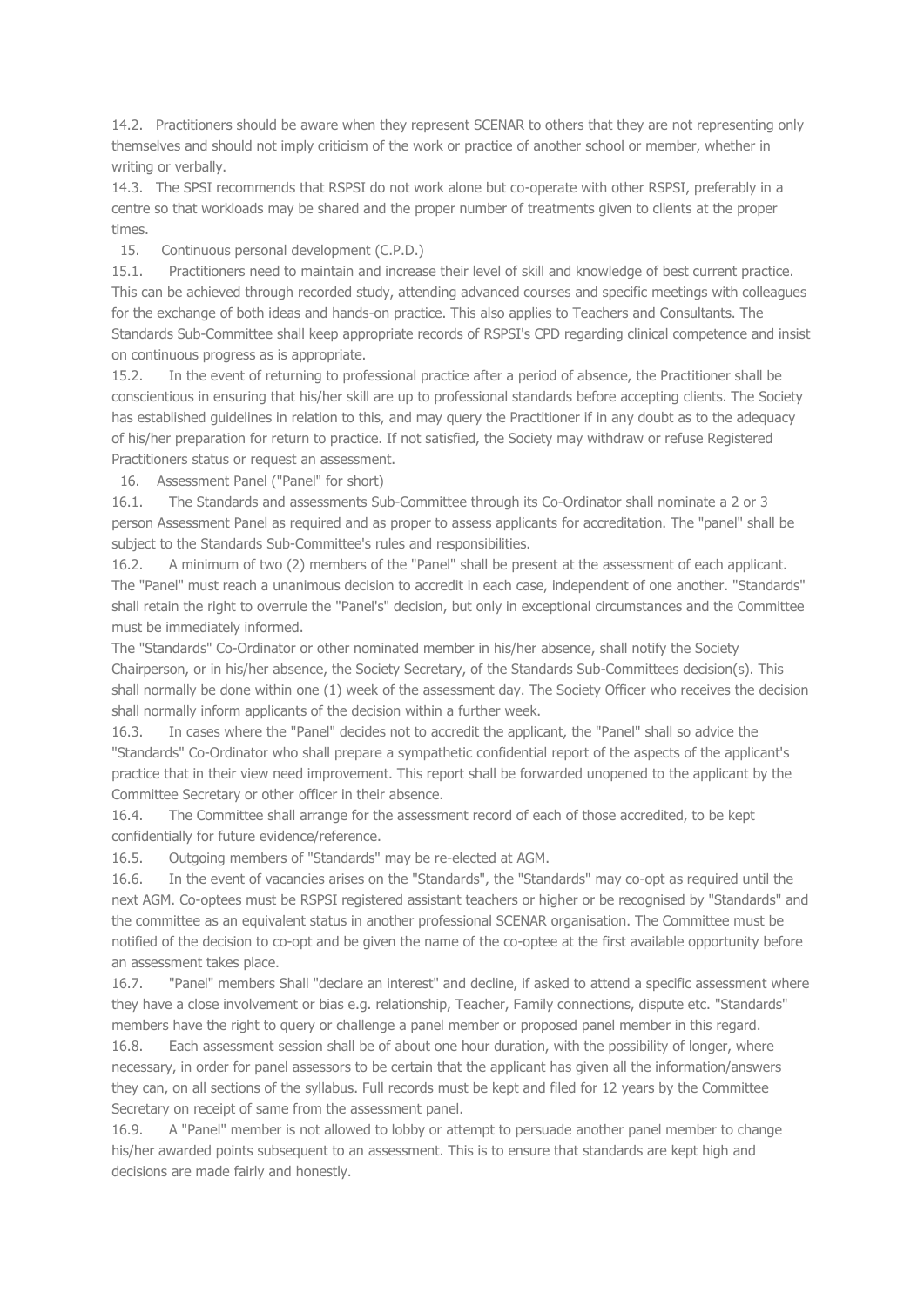14.2. Practitioners should be aware when they represent SCENAR to others that they are not representing only themselves and should not imply criticism of the work or practice of another school or member, whether in writing or verbally.

14.3. The SPSI recommends that RSPSI do not work alone but co-operate with other RSPSI, preferably in a centre so that workloads may be shared and the proper number of treatments given to clients at the proper times.

## 15. Continuous personal development (C.P.D.)

15.1. Practitioners need to maintain and increase their level of skill and knowledge of best current practice. This can be achieved through recorded study, attending advanced courses and specific meetings with colleagues for the exchange of both ideas and hands-on practice. This also applies to Teachers and Consultants. The Standards Sub-Committee shall keep appropriate records of RSPSI's CPD regarding clinical competence and insist on continuous progress as is appropriate.

15.2. In the event of returning to professional practice after a period of absence, the Practitioner shall be conscientious in ensuring that his/her skill are up to professional standards before accepting clients. The Society has established guidelines in relation to this, and may query the Practitioner if in any doubt as to the adequacy of his/her preparation for return to practice. If not satisfied, the Society may withdraw or refuse Registered Practitioners status or request an assessment.

## 16. Assessment Panel ("Panel" for short)

16.1. The Standards and assessments Sub-Committee through its Co-Ordinator shall nominate a 2 or 3 person Assessment Panel as required and as proper to assess applicants for accreditation. The "panel" shall be subject to the Standards Sub-Committee's rules and responsibilities.

16.2. A minimum of two (2) members of the "Panel" shall be present at the assessment of each applicant. The "Panel" must reach a unanimous decision to accredit in each case, independent of one another. "Standards" shall retain the right to overrule the "Panel's" decision, but only in exceptional circumstances and the Committee must be immediately informed.

The "Standards" Co-Ordinator or other nominated member in his/her absence, shall notify the Society Chairperson, or in his/her absence, the Society Secretary, of the Standards Sub-Committees decision(s). This shall normally be done within one (1) week of the assessment day. The Society Officer who receives the decision shall normally inform applicants of the decision within a further week.

16.3. In cases where the "Panel" decides not to accredit the applicant, the "Panel" shall so advice the "Standards" Co-Ordinator who shall prepare a sympathetic confidential report of the aspects of the applicant's practice that in their view need improvement. This report shall be forwarded unopened to the applicant by the Committee Secretary or other officer in their absence.

16.4. The Committee shall arrange for the assessment record of each of those accredited, to be kept confidentially for future evidence/reference.

16.5. Outgoing members of "Standards" may be re-elected at AGM.

16.6. In the event of vacancies arises on the "Standards", the "Standards" may co-opt as required until the next AGM. Co-optees must be RSPSI registered assistant teachers or higher or be recognised by "Standards" and the committee as an equivalent status in another professional SCENAR organisation. The Committee must be notified of the decision to co-opt and be given the name of the co-optee at the first available opportunity before an assessment takes place.

16.7. "Panel" members Shall "declare an interest" and decline, if asked to attend a specific assessment where they have a close involvement or bias e.g. relationship, Teacher, Family connections, dispute etc. "Standards" members have the right to query or challenge a panel member or proposed panel member in this regard.

16.8. Each assessment session shall be of about one hour duration, with the possibility of longer, where necessary, in order for panel assessors to be certain that the applicant has given all the information/answers they can, on all sections of the syllabus. Full records must be kept and filed for 12 years by the Committee Secretary on receipt of same from the assessment panel.

16.9. A "Panel" member is not allowed to lobby or attempt to persuade another panel member to change his/her awarded points subsequent to an assessment. This is to ensure that standards are kept high and decisions are made fairly and honestly.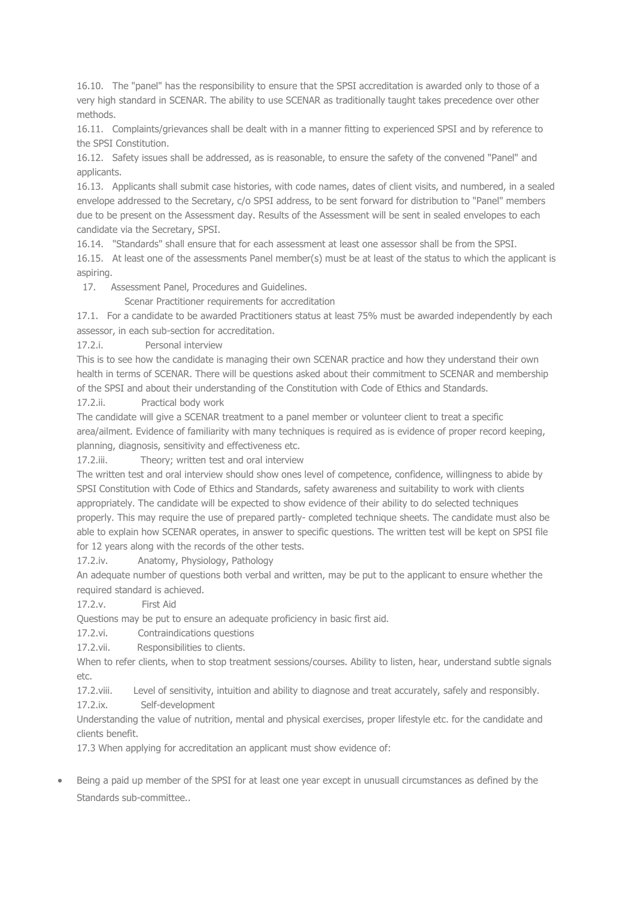16.10. The "panel" has the responsibility to ensure that the SPSI accreditation is awarded only to those of a very high standard in SCENAR. The ability to use SCENAR as traditionally taught takes precedence over other methods.

16.11. Complaints/grievances shall be dealt with in a manner fitting to experienced SPSI and by reference to the SPSI Constitution.

16.12. Safety issues shall be addressed, as is reasonable, to ensure the safety of the convened "Panel" and applicants.

16.13. Applicants shall submit case histories, with code names, dates of client visits, and numbered, in a sealed envelope addressed to the Secretary, c/o SPSI address, to be sent forward for distribution to "Panel" members due to be present on the Assessment day. Results of the Assessment will be sent in sealed envelopes to each candidate via the Secretary, SPSI.

16.14. "Standards" shall ensure that for each assessment at least one assessor shall be from the SPSI.

16.15. At least one of the assessments Panel member(s) must be at least of the status to which the applicant is aspiring.

## 17. Assessment Panel, Procedures and Guidelines.

### Scenar Practitioner requirements for accreditation

17.1. For a candidate to be awarded Practitioners status at least 75% must be awarded independently by each assessor, in each sub-section for accreditation.

17.2.i. Personal interview

This is to see how the candidate is managing their own SCENAR practice and how they understand their own health in terms of SCENAR. There will be questions asked about their commitment to SCENAR and membership of the SPSI and about their understanding of the Constitution with Code of Ethics and Standards.

17.2.ii. Practical body work

The candidate will give a SCENAR treatment to a panel member or volunteer client to treat a specific area/ailment. Evidence of familiarity with many techniques is required as is evidence of proper record keeping, planning, diagnosis, sensitivity and effectiveness etc.

17.2.iii. Theory; written test and oral interview

The written test and oral interview should show ones level of competence, confidence, willingness to abide by SPSI Constitution with Code of Ethics and Standards, safety awareness and suitability to work with clients appropriately. The candidate will be expected to show evidence of their ability to do selected techniques properly. This may require the use of prepared partly- completed technique sheets. The candidate must also be able to explain how SCENAR operates, in answer to specific questions. The written test will be kept on SPSI file for 12 years along with the records of the other tests.

17.2.iv. Anatomy, Physiology, Pathology

An adequate number of questions both verbal and written, may be put to the applicant to ensure whether the required standard is achieved.

17.2.v. First Aid

Questions may be put to ensure an adequate proficiency in basic first aid.

17.2.vi. Contraindications questions

17.2.vii. Responsibilities to clients.

When to refer clients, when to stop treatment sessions/courses. Ability to listen, hear, understand subtle signals etc.

17.2.viii. Level of sensitivity, intuition and ability to diagnose and treat accurately, safely and responsibly.

17.2.ix. Self-development

Understanding the value of nutrition, mental and physical exercises, proper lifestyle etc. for the candidate and clients benefit.

17.3 When applying for accreditation an applicant must show evidence of:

- Being a paid up member of the SPSI for at least one year except in unusuall circumstances as defined by the Standards sub-committee..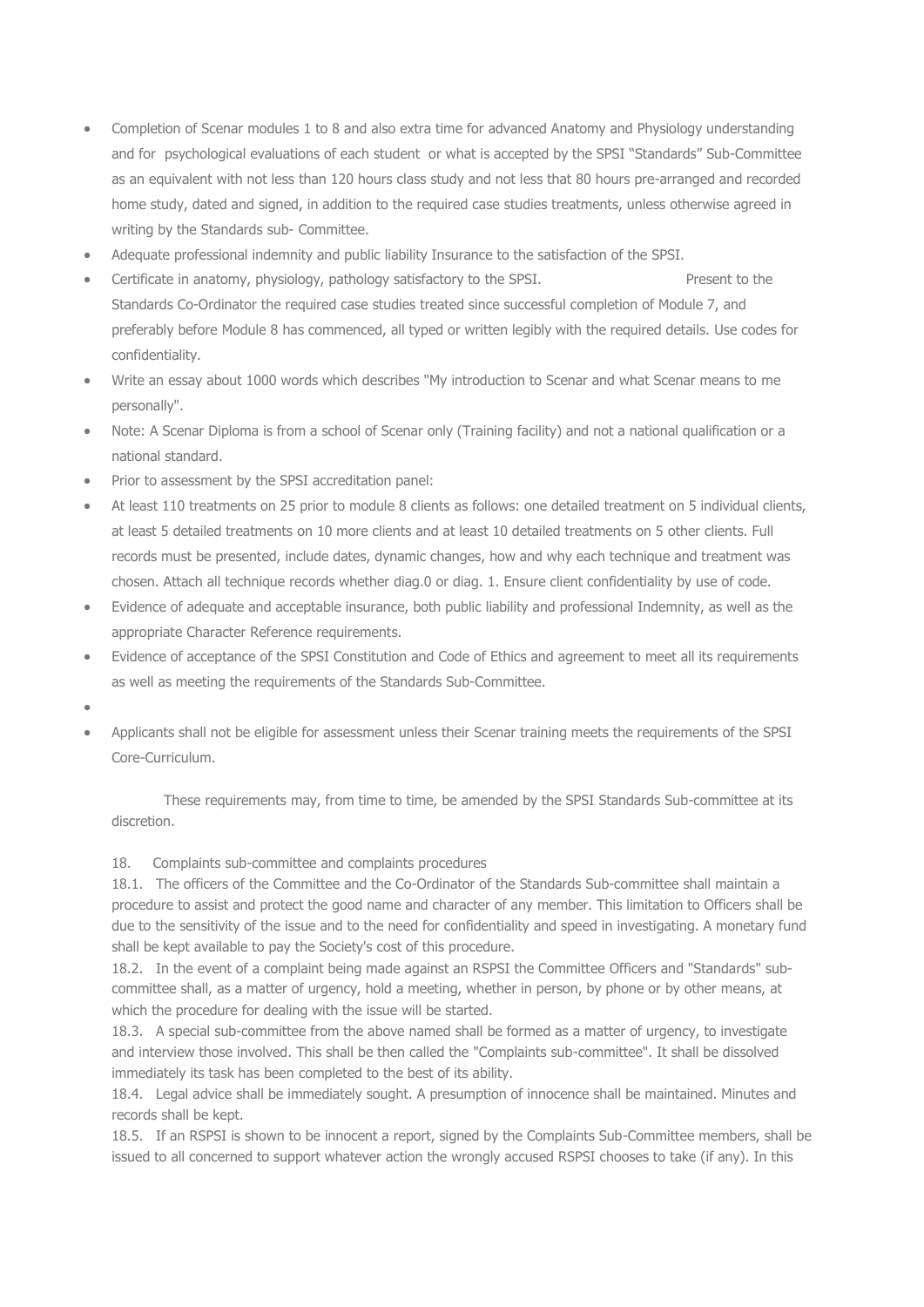- Completion of Scenar modules 1 to 8 and also extra time for advanced Anatomy and Physiology understanding and for psychological evaluations of each student or what is accepted by the SPSI "Standards" Sub-Committee as an equivalent with not less than 120 hours class study and not less that 80 hours pre-arranged and recorded home study, dated and signed, in addition to the required case studies treatments, unless otherwise agreed in writing by the Standards sub- Committee.
- Adequate professional indemnity and public liability Insurance to the satisfaction of the SPSI.
- Certificate in anatomy, physiology, pathology satisfactory to the SPSI. Present to the Standards Co-Ordinator the required case studies treated since successful completion of Module 7, and preferably before Module 8 has commenced, all typed or written legibly with the required details. Use codes for confidentiality.
- Write an essay about 1000 words which describes "My introduction to Scenar and what Scenar means to me personally".
- Note: A Scenar Diploma is from a school of Scenar only (Training facility) and not a national qualification or a national standard.
- Prior to assessment by the SPSI accreditation panel:
- At least 110 treatments on 25 prior to module 8 clients as follows: one detailed treatment on 5 individual clients, at least 5 detailed treatments on 10 more clients and at least 10 detailed treatments on 5 other clients. Full records must be presented, include dates, dynamic changes, how and why each technique and treatment was chosen. Attach all technique records whether diag.0 or diag. 1. Ensure client confidentiality by use of code.
- Evidence of adequate and acceptable insurance, both public liability and professional Indemnity, as well as the appropriate Character Reference requirements.
- Evidence of acceptance of the SPSI Constitution and Code of Ethics and agreement to meet all its requirements as well as meeting the requirements of the Standards Sub-Committee.
- Applicants shall not be eligible for assessment unless their Scenar training meets the requirements of the SPSI Core-Curriculum.

These requirements may, from time to time, be amended by the SPSI Standards Sub-committee at its discretion.

18. Complaints sub-committee and complaints procedures

18.1. The officers of the Committee and the Co-Ordinator of the Standards Sub-committee shall maintain a procedure to assist and protect the good name and character of any member. This limitation to Officers shall be due to the sensitivity of the issue and to the need for confidentiality and speed in investigating. A monetary fund shall be kept available to pay the Society's cost of this procedure.

18.2. In the event of a complaint being made against an RSPSI the Committee Officers and "Standards" sub-committee shall, as a matter of urgency, hold a meeting, whether in person, by phone or by other means, at which the procedure for dealing with the issue will be started.

18.3. A special sub-committee from the above named shall be formed as a matter of urgency, to investigate and interview those involved. This shall be then called the "Complaints sub-committee". It shall be dissolved immediately its task has been completed to the best of its ability.

18.4. Legal advice shall be immediately sought. A presumption of innocence shall be maintained. Minutes and records shall be kept.

18.5. If an RSPSI is shown to be innocent a report, signed by the Complaints Sub-Committee members, shall be issued to all concerned to support whatever action the wrongly accused RSPSI chooses to take (if any). In this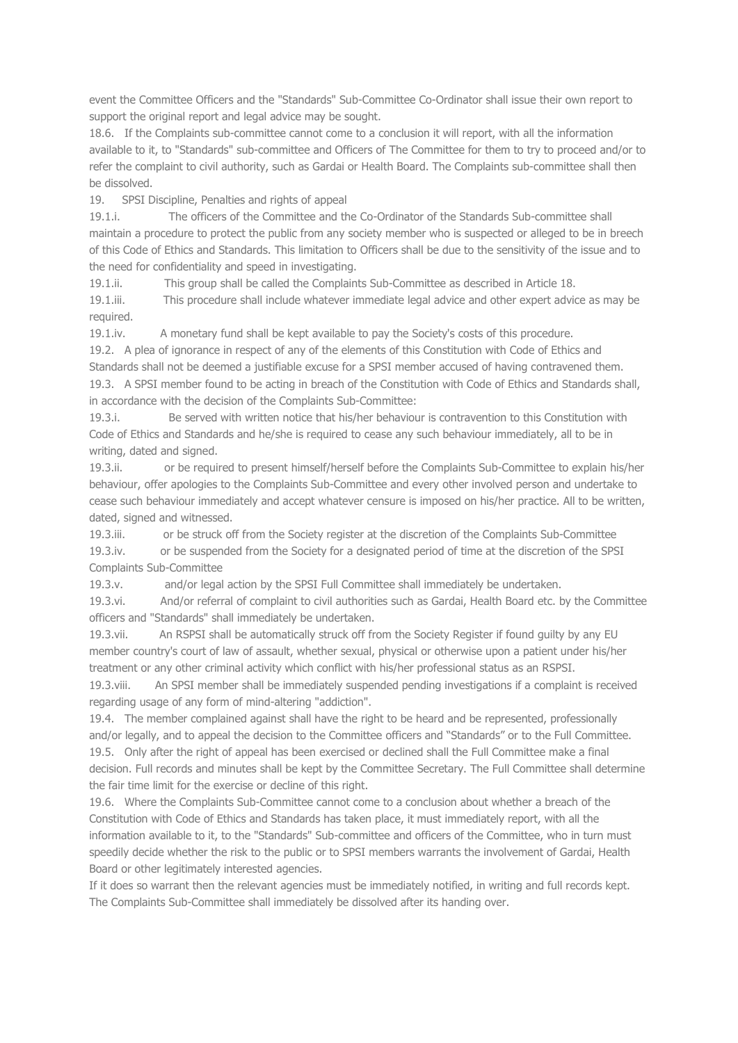event the Committee Officers and the "Standards" Sub-Committee Co-Ordinator shall issue their own report to support the original report and legal advice may be sought.

18.6. If the Complaints sub-committee cannot come to a conclusion it will report, with all the information available to it, to "Standards" sub-committee and Officers of The Committee for them to try to proceed and/or to refer the complaint to civil authority, such as Gardai or Health Board. The Complaints sub-committee shall then be dissolved.

19. SPSI Discipline, Penalties and rights of appeal

19.1.i. The officers of the Committee and the Co-Ordinator of the Standards Sub-committee shall maintain a procedure to protect the public from any society member who is suspected or alleged to be in breech of this Code of Ethics and Standards. This limitation to Officers shall be due to the sensitivity of the issue and to the need for confidentiality and speed in investigating.

19.1.ii. This group shall be called the Complaints Sub-Committee as described in Article 18.

19.1.iii. This procedure shall include whatever immediate legal advice and other expert advice as may be required.

19.1.iv. A monetary fund shall be kept available to pay the Society's costs of this procedure.

19.2. A plea of ignorance in respect of any of the elements of this Constitution with Code of Ethics and Standards shall not be deemed a justifiable excuse for a SPSI member accused of having contravened them.

19.3. A SPSI member found to be acting in breach of the Constitution with Code of Ethics and Standards shall, in accordance with the decision of the Complaints Sub-Committee:

19.3.i. Be served with written notice that his/her behaviour is contravention to this Constitution with Code of Ethics and Standards and he/she is required to cease any such behaviour immediately, all to be in writing, dated and signed.

19.3.ii. or be required to present himself/herself before the Complaints Sub-Committee to explain his/her behaviour, offer apologies to the Complaints Sub-Committee and every other involved person and undertake to cease such behaviour immediately and accept whatever censure is imposed on his/her practice. All to be written, dated, signed and witnessed.

19.3.iii. or be struck off from the Society register at the discretion of the Complaints Sub-Committee

19.3.iv. or be suspended from the Society for a designated period of time at the discretion of the SPSI Complaints Sub-Committee

19.3.v. and/or legal action by the SPSI Full Committee shall immediately be undertaken.

19.3.vi. And/or referral of complaint to civil authorities such as Gardai, Health Board etc. by the Committee officers and "Standards" shall immediately be undertaken.

19.3.vii. An RSPSI shall be automatically struck off from the Society Register if found guilty by any EU member country's court of law of assault, whether sexual, physical or otherwise upon a patient under his/her treatment or any other criminal activity which conflict with his/her professional status as an RSPSI.

19.3.viii. An SPSI member shall be immediately suspended pending investigations if a complaint is received regarding usage of any form of mind-altering "addiction".

19.4. The member complained against shall have the right to be heard and be represented, professionally and/or legally, and to appeal the decision to the Committee officers and "Standards" or to the Full Committee.

19.5. Only after the right of appeal has been exercised or declined shall the Full Committee make a final decision. Full records and minutes shall be kept by the Committee Secretary. The Full Committee shall determine the fair time limit for the exercise or decline of this right.

19.6. Where the Complaints Sub-Committee cannot come to a conclusion about whether a breach of the Constitution with Code of Ethics and Standards has taken place, it must immediately report, with all the information available to it, to the "Standards" Sub-committee and officers of the Committee, who in turn must speedily decide whether the risk to the public or to SPSI members warrants the involvement of Gardai, Health Board or other legitimately interested agencies.

If it does so warrant then the relevant agencies must be immediately notified, in writing and full records kept. The Complaints Sub-Committee shall immediately be dissolved after its handing over.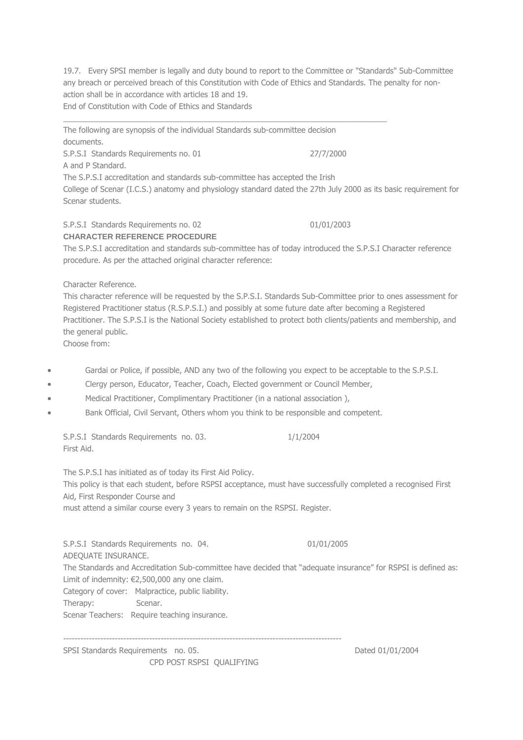19.7. Every SPSI member is legally and duty bound to report to the Committee or "Standards" Sub-Committee any breach or perceived breach of this Constitution with Code of Ethics and Standards. The penalty for non-action shall be in accordance with articles 18 and 19.
End of Constitution with Code of Ethics and Standards

---

The following are synopsis of the individual Standards sub-committee decision documents.

S.P.S.I Standards Requirements no. 01 27/7/2000
A and P Standard.
The S.P.S.I accreditation and standards sub-committee has accepted the Irish College of Scenar (I.C.S.) anatomy and physiology standard dated the 27th July 2000 as its basic requirement for Scenar students.

S.P.S.I Standards Requirements no. 02 01/01/2003

**CHARACTER REFERENCE PROCEDURE**

The S.P.S.I accreditation and standards sub-committee has of today introduced the S.P.S.I Character reference procedure. As per the attached original character reference:

Character Reference.
This character reference will be requested by the S.P.S.I. Standards Sub-Committee prior to ones assessment for Registered Practitioner status (R.S.P.S.I.) and possibly at some future date after becoming a Registered Practitioner. The S.P.S.I is the National Society established to protect both clients/patients and membership, and the general public.
Choose from:

- Gardai or Police, if possible, AND any two of the following you expect to be acceptable to the S.P.S.I.
- Clergy person, Educator, Teacher, Coach, Elected government or Council Member,
- Medical Practitioner, Complimentary Practitioner (in a national association ),
- Bank Official, Civil Servant, Others whom you think to be responsible and competent.

S.P.S.I Standards Requirements no. 03. 1/1/2004
First Aid.

The S.P.S.I has initiated as of today its First Aid Policy.
This policy is that each student, before RSPSI acceptance, must have successfully completed a recognised First Aid, First Responder Course and
must attend a similar course every 3 years to remain on the RSPSI. Register.

S.P.S.I Standards Requirements no. 04. 01/01/2005
ADEQUATE INSURANCE.
The Standards and Accreditation Sub-committee have decided that "adequate insurance" for RSPSI is defined as:
Limit of indemnity: €2,500,000 any one claim.
Category of cover: Malpractice, public liability.
Therapy: Scenar.
Scenar Teachers: Require teaching insurance.

---

SPSI Standards Requirements no. 05. Dated 01/01/2004
CPD POST RSPSI QUALIFYING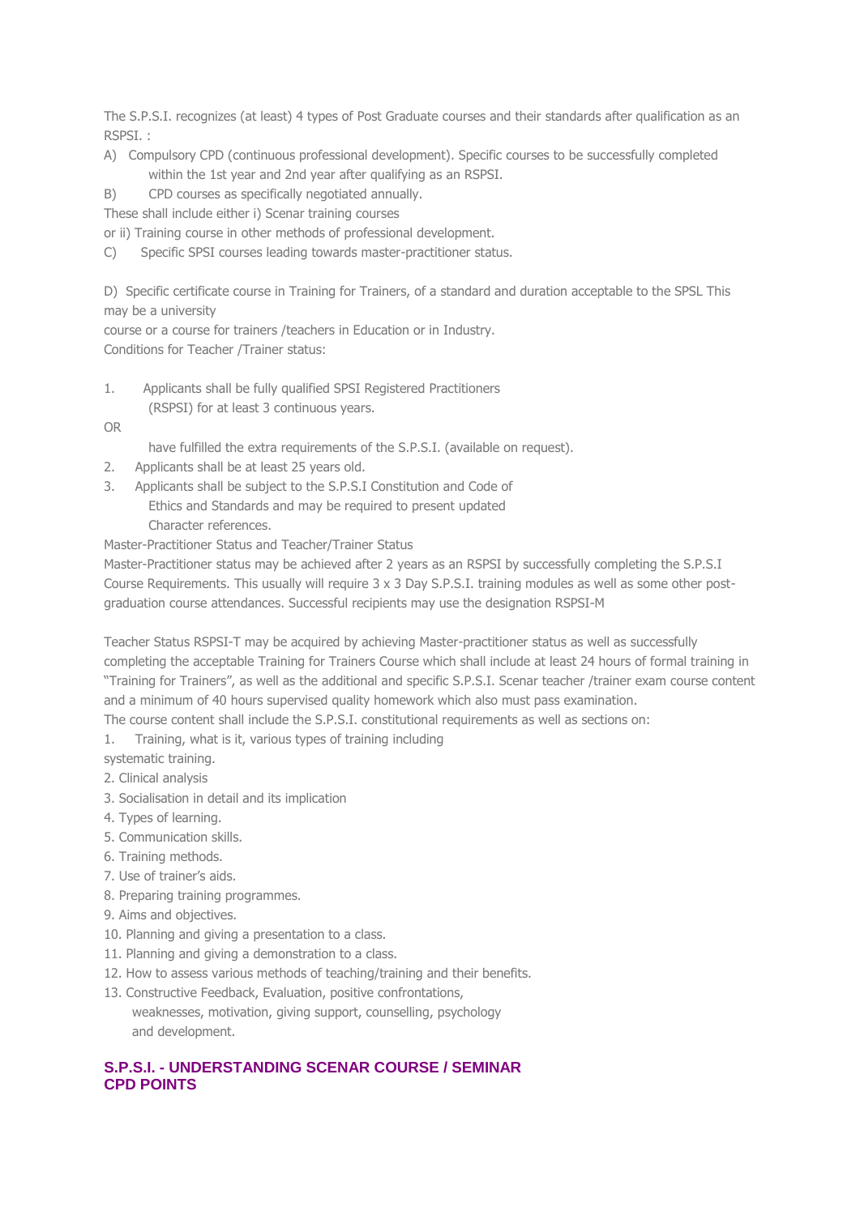The S.P.S.I. recognizes (at least) 4 types of Post Graduate courses and their standards after qualification as an RSPSI. :

A) Compulsory CPD (continuous professional development). Specific courses to be successfully completed within the 1st year and 2nd year after qualifying as an RSPSI.

B) CPD courses as specifically negotiated annually.

These shall include either i) Scenar training courses

or ii) Training course in other methods of professional development.

C) Specific SPSI courses leading towards master-practitioner status.

D) Specific certificate course in Training for Trainers, of a standard and duration acceptable to the SPSL This may be a university course or a course for trainers /teachers in Education or in Industry.

Conditions for Teacher /Trainer status:

1. Applicants shall be fully qualified SPSI Registered Practitioners (RSPSI) for at least 3 continuous years.

OR

have fulfilled the extra requirements of the S.P.S.I. (available on request).

2. Applicants shall be at least 25 years old.
3. Applicants shall be subject to the S.P.S.I Constitution and Code of Ethics and Standards and may be required to present updated Character references.

Master-Practitioner Status and Teacher/Trainer Status

Master-Practitioner status may be achieved after 2 years as an RSPSI by successfully completing the S.P.S.I Course Requirements. This usually will require 3 x 3 Day S.P.S.I. training modules as well as some other post-graduation course attendances. Successful recipients may use the designation RSPSI-M

Teacher Status RSPSI-T may be acquired by achieving Master-practitioner status as well as successfully completing the acceptable Training for Trainers Course which shall include at least 24 hours of formal training in "Training for Trainers", as well as the additional and specific S.P.S.I. Scenar teacher /trainer exam course content and a minimum of 40 hours supervised quality homework which also must pass examination.

The course content shall include the S.P.S.I. constitutional requirements as well as sections on:

1. Training, what is it, various types of training including systematic training.
2. Clinical analysis
3. Socialisation in detail and its implication
4. Types of learning.
5. Communication skills.
6. Training methods.
7. Use of trainer's aids.
8. Preparing training programmes.
9. Aims and objectives.
10. Planning and giving a presentation to a class.
11. Planning and giving a demonstration to a class.
12. How to assess various methods of teaching/training and their benefits.
13. Constructive Feedback, Evaluation, positive confrontations, weaknesses, motivation, giving support, counselling, psychology and development.

## S.P.S.I. - UNDERSTANDING SCENAR COURSE / SEMINAR CPD POINTS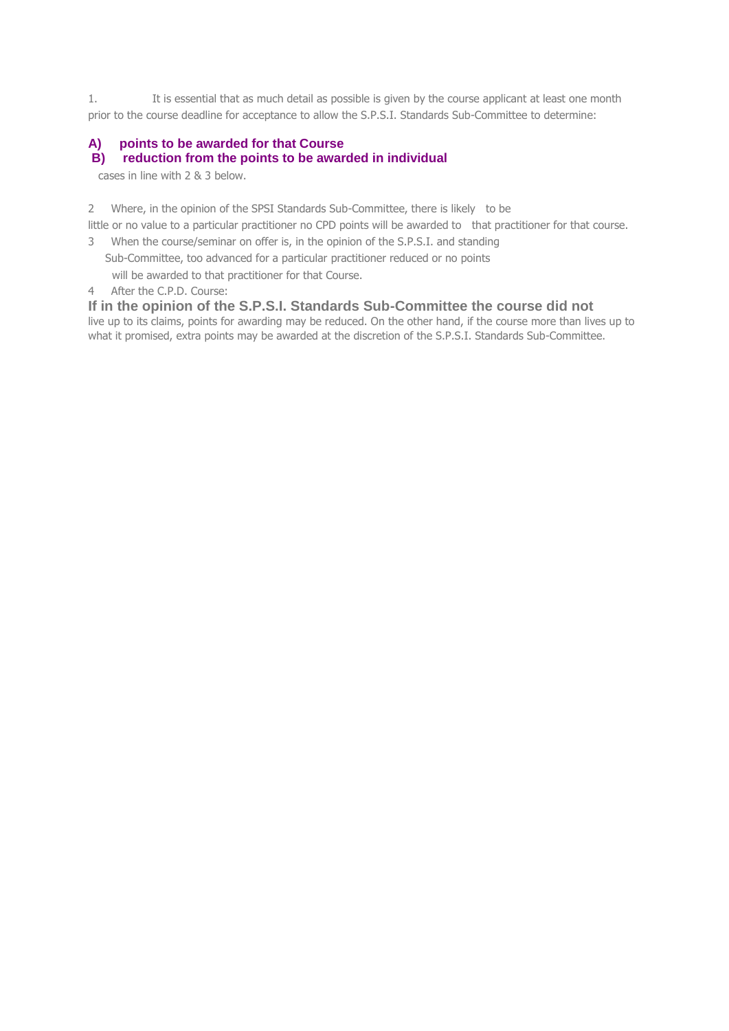1. It is essential that as much detail as possible is given by the course applicant at least one month prior to the course deadline for acceptance to allow the S.P.S.I. Standards Sub-Committee to determine:

**A) points to be awarded for that Course**
**B) reduction from the points to be awarded in individual**

cases in line with 2 & 3 below.

2 Where, in the opinion of the SPSI Standards Sub-Committee, there is likely to be little or no value to a particular practitioner no CPD points will be awarded to that practitioner for that course.

3 When the course/seminar on offer is, in the opinion of the S.P.S.I. and standing Sub-Committee, too advanced for a particular practitioner reduced or no points will be awarded to that practitioner for that Course.

4 After the C.P.D. Course:

**If in the opinion of the S.P.S.I. Standards Sub-Committee the course did not** live up to its claims, points for awarding may be reduced. On the other hand, if the course more than lives up to what it promised, extra points may be awarded at the discretion of the S.P.S.I. Standards Sub-Committee.